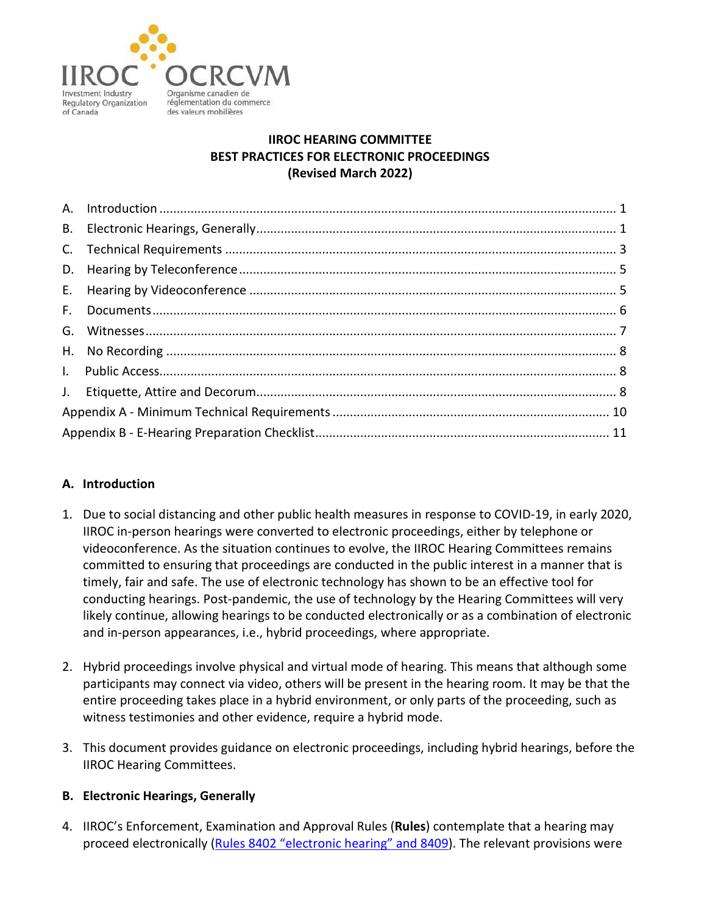IIROC OCRCVM

Investment Industry Regulatory Organization of Canada

Organisme canadien de réglementation du commerce des valeurs mobilières

# IIROC HEARING COMMITTEE
# BEST PRACTICES FOR ELECTRONIC PROCEEDINGS
# (Revised March 2022)

A. Introduction ... 1
B. Electronic Hearings, Generally ... 1
C. Technical Requirements ... 3
D. Hearing by Teleconference ... 5
E. Hearing by Videoconference ... 5
F. Documents ... 6
G. Witnesses ... 7
H. No Recording ... 8
I. Public Access ... 8
J. Etiquette, Attire and Decorum ... 8
Appendix A - Minimum Technical Requirements ... 10
Appendix B - E-Hearing Preparation Checklist ... 11

## A. Introduction

1. Due to social distancing and other public health measures in response to COVID-19, in early 2020, IIROC in-person hearings were converted to electronic proceedings, either by telephone or videoconference. As the situation continues to evolve, the IIROC Hearing Committees remains committed to ensuring that proceedings are conducted in the public interest in a manner that is timely, fair and safe. The use of electronic technology has shown to be an effective tool for conducting hearings. Post-pandemic, the use of technology by the Hearing Committees will very likely continue, allowing hearings to be conducted electronically or as a combination of electronic and in-person appearances, i.e., hybrid proceedings, where appropriate.

2. Hybrid proceedings involve physical and virtual mode of hearing. This means that although some participants may connect via video, others will be present in the hearing room. It may be that the entire proceeding takes place in a hybrid environment, or only parts of the proceeding, such as witness testimonies and other evidence, require a hybrid mode.

3. This document provides guidance on electronic proceedings, including hybrid hearings, before the IIROC Hearing Committees.

## B. Electronic Hearings, Generally

4. IIROC's Enforcement, Examination and Approval Rules (**Rules**) contemplate that a hearing may proceed electronically (Rules 8402 "electronic hearing" and 8409). The relevant provisions were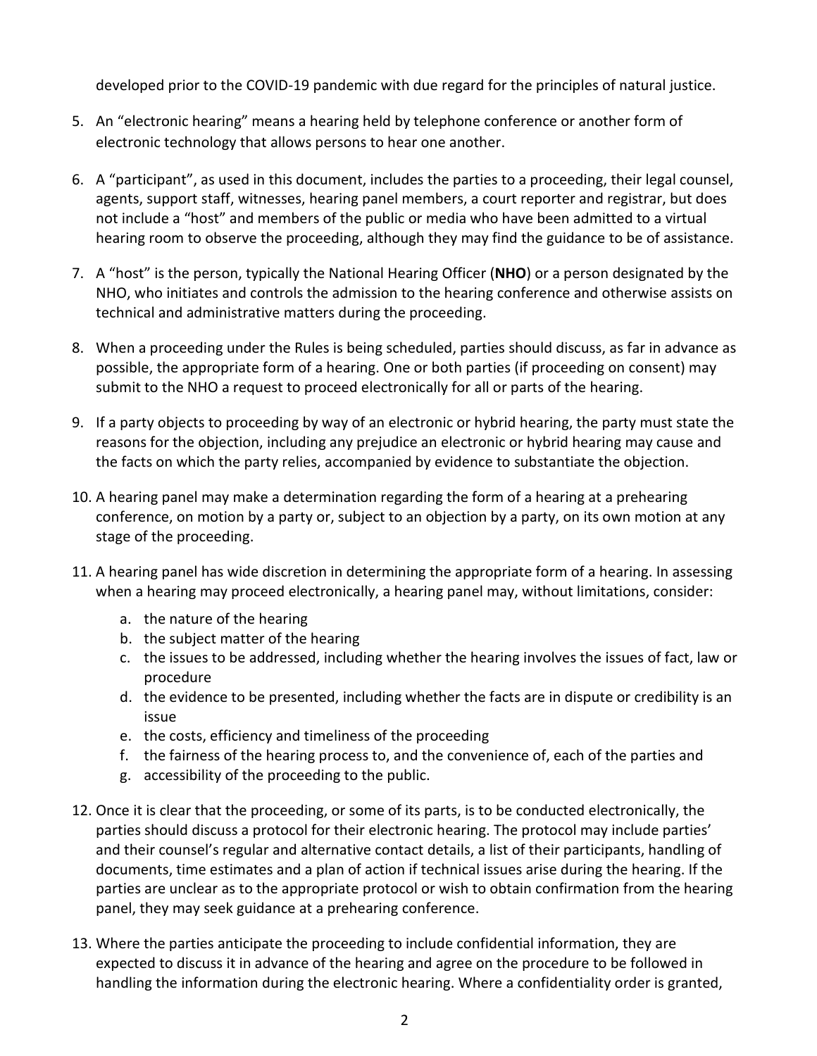developed prior to the COVID-19 pandemic with due regard for the principles of natural justice.

5. An "electronic hearing" means a hearing held by telephone conference or another form of electronic technology that allows persons to hear one another.

6. A "participant", as used in this document, includes the parties to a proceeding, their legal counsel, agents, support staff, witnesses, hearing panel members, a court reporter and registrar, but does not include a "host" and members of the public or media who have been admitted to a virtual hearing room to observe the proceeding, although they may find the guidance to be of assistance.

7. A "host" is the person, typically the National Hearing Officer (**NHO**) or a person designated by the NHO, who initiates and controls the admission to the hearing conference and otherwise assists on technical and administrative matters during the proceeding.

8. When a proceeding under the Rules is being scheduled, parties should discuss, as far in advance as possible, the appropriate form of a hearing. One or both parties (if proceeding on consent) may submit to the NHO a request to proceed electronically for all or parts of the hearing.

9. If a party objects to proceeding by way of an electronic or hybrid hearing, the party must state the reasons for the objection, including any prejudice an electronic or hybrid hearing may cause and the facts on which the party relies, accompanied by evidence to substantiate the objection.

10. A hearing panel may make a determination regarding the form of a hearing at a prehearing conference, on motion by a party or, subject to an objection by a party, on its own motion at any stage of the proceeding.

11. A hearing panel has wide discretion in determining the appropriate form of a hearing. In assessing when a hearing may proceed electronically, a hearing panel may, without limitations, consider:
    a. the nature of the hearing
    b. the subject matter of the hearing
    c. the issues to be addressed, including whether the hearing involves the issues of fact, law or procedure
    d. the evidence to be presented, including whether the facts are in dispute or credibility is an issue
    e. the costs, efficiency and timeliness of the proceeding
    f. the fairness of the hearing process to, and the convenience of, each of the parties and
    g. accessibility of the proceeding to the public.

12. Once it is clear that the proceeding, or some of its parts, is to be conducted electronically, the parties should discuss a protocol for their electronic hearing. The protocol may include parties' and their counsel's regular and alternative contact details, a list of their participants, handling of documents, time estimates and a plan of action if technical issues arise during the hearing. If the parties are unclear as to the appropriate protocol or wish to obtain confirmation from the hearing panel, they may seek guidance at a prehearing conference.

13. Where the parties anticipate the proceeding to include confidential information, they are expected to discuss it in advance of the hearing and agree on the procedure to be followed in handling the information during the electronic hearing. Where a confidentiality order is granted,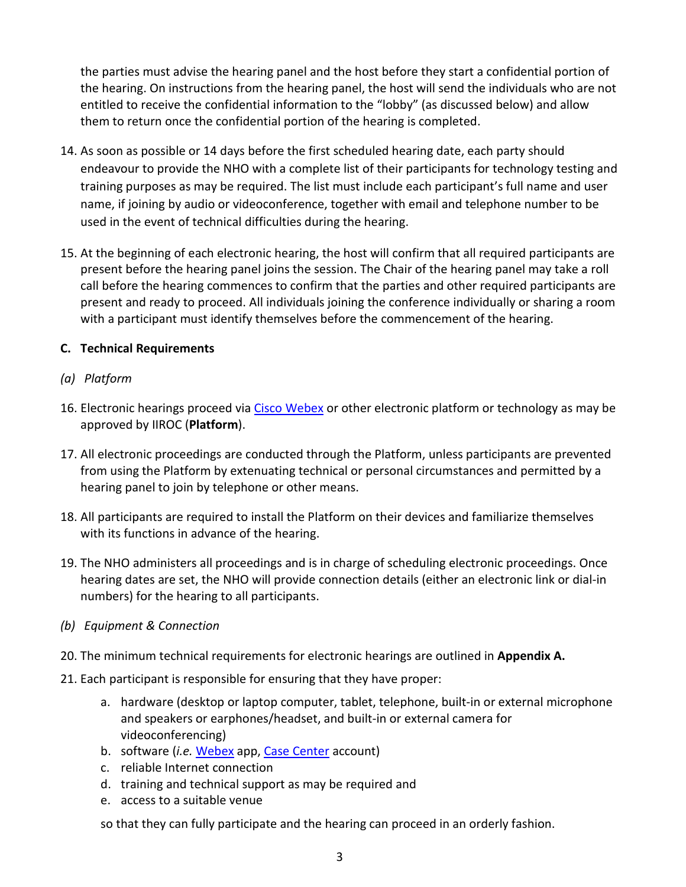the parties must advise the hearing panel and the host before they start a confidential portion of the hearing. On instructions from the hearing panel, the host will send the individuals who are not entitled to receive the confidential information to the "lobby" (as discussed below) and allow them to return once the confidential portion of the hearing is completed.

14. As soon as possible or 14 days before the first scheduled hearing date, each party should endeavour to provide the NHO with a complete list of their participants for technology testing and training purposes as may be required. The list must include each participant's full name and user name, if joining by audio or videoconference, together with email and telephone number to be used in the event of technical difficulties during the hearing.

15. At the beginning of each electronic hearing, the host will confirm that all required participants are present before the hearing panel joins the session. The Chair of the hearing panel may take a roll call before the hearing commences to confirm that the parties and other required participants are present and ready to proceed. All individuals joining the conference individually or sharing a room with a participant must identify themselves before the commencement of the hearing.

**C. Technical Requirements**

*(a) Platform*

16. Electronic hearings proceed via Cisco Webex or other electronic platform or technology as may be approved by IIROC (**Platform**).

17. All electronic proceedings are conducted through the Platform, unless participants are prevented from using the Platform by extenuating technical or personal circumstances and permitted by a hearing panel to join by telephone or other means.

18. All participants are required to install the Platform on their devices and familiarize themselves with its functions in advance of the hearing.

19. The NHO administers all proceedings and is in charge of scheduling electronic proceedings. Once hearing dates are set, the NHO will provide connection details (either an electronic link or dial-in numbers) for the hearing to all participants.

*(b) Equipment & Connection*

20. The minimum technical requirements for electronic hearings are outlined in **Appendix A.**

21. Each participant is responsible for ensuring that they have proper:

    a. hardware (desktop or laptop computer, tablet, telephone, built-in or external microphone and speakers or earphones/headset, and built-in or external camera for videoconferencing)
    b. software (*i.e.* Webex app, Case Center account)
    c. reliable Internet connection
    d. training and technical support as may be required and
    e. access to a suitable venue

    so that they can fully participate and the hearing can proceed in an orderly fashion.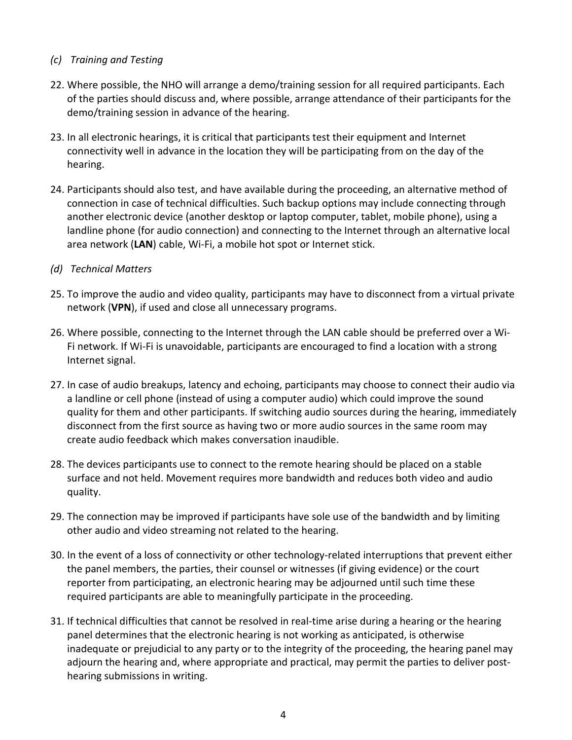*(c) Training and Testing*

22. Where possible, the NHO will arrange a demo/training session for all required participants. Each of the parties should discuss and, where possible, arrange attendance of their participants for the demo/training session in advance of the hearing.

23. In all electronic hearings, it is critical that participants test their equipment and Internet connectivity well in advance in the location they will be participating from on the day of the hearing.

24. Participants should also test, and have available during the proceeding, an alternative method of connection in case of technical difficulties. Such backup options may include connecting through another electronic device (another desktop or laptop computer, tablet, mobile phone), using a landline phone (for audio connection) and connecting to the Internet through an alternative local area network (**LAN**) cable, Wi-Fi, a mobile hot spot or Internet stick.

*(d) Technical Matters*

25. To improve the audio and video quality, participants may have to disconnect from a virtual private network (**VPN**), if used and close all unnecessary programs.

26. Where possible, connecting to the Internet through the LAN cable should be preferred over a Wi-Fi network. If Wi-Fi is unavoidable, participants are encouraged to find a location with a strong Internet signal.

27. In case of audio breakups, latency and echoing, participants may choose to connect their audio via a landline or cell phone (instead of using a computer audio) which could improve the sound quality for them and other participants. If switching audio sources during the hearing, immediately disconnect from the first source as having two or more audio sources in the same room may create audio feedback which makes conversation inaudible.

28. The devices participants use to connect to the remote hearing should be placed on a stable surface and not held. Movement requires more bandwidth and reduces both video and audio quality.

29. The connection may be improved if participants have sole use of the bandwidth and by limiting other audio and video streaming not related to the hearing.

30. In the event of a loss of connectivity or other technology-related interruptions that prevent either the panel members, the parties, their counsel or witnesses (if giving evidence) or the court reporter from participating, an electronic hearing may be adjourned until such time these required participants are able to meaningfully participate in the proceeding.

31. If technical difficulties that cannot be resolved in real-time arise during a hearing or the hearing panel determines that the electronic hearing is not working as anticipated, is otherwise inadequate or prejudicial to any party or to the integrity of the proceeding, the hearing panel may adjourn the hearing and, where appropriate and practical, may permit the parties to deliver post-hearing submissions in writing.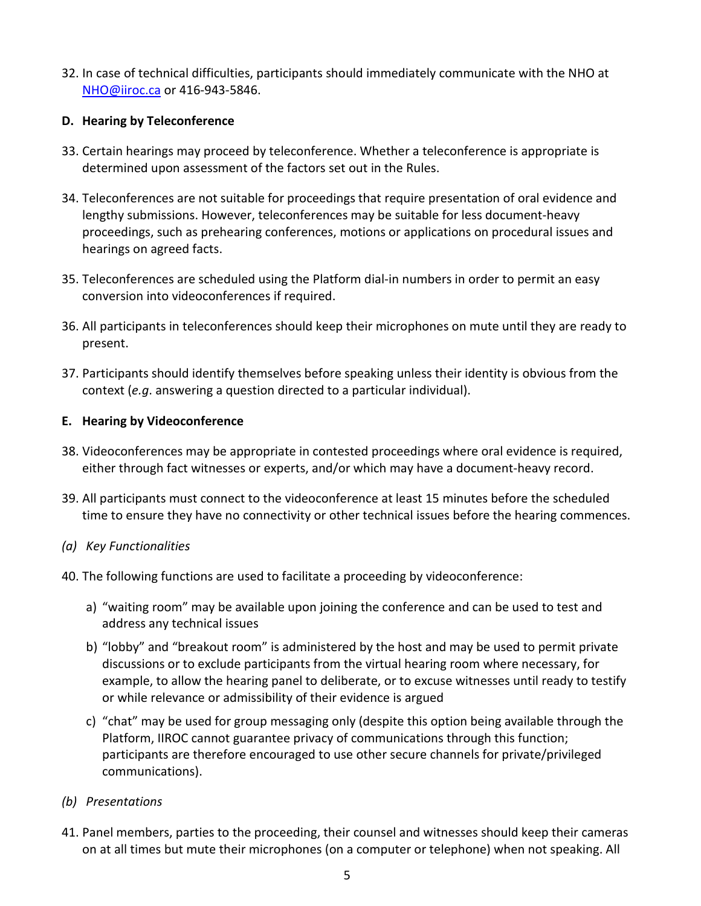32. In case of technical difficulties, participants should immediately communicate with the NHO at NHO@iiroc.ca or 416-943-5846.

**D. Hearing by Teleconference**

33. Certain hearings may proceed by teleconference. Whether a teleconference is appropriate is determined upon assessment of the factors set out in the Rules.

34. Teleconferences are not suitable for proceedings that require presentation of oral evidence and lengthy submissions. However, teleconferences may be suitable for less document-heavy proceedings, such as prehearing conferences, motions or applications on procedural issues and hearings on agreed facts.

35. Teleconferences are scheduled using the Platform dial-in numbers in order to permit an easy conversion into videoconferences if required.

36. All participants in teleconferences should keep their microphones on mute until they are ready to present.

37. Participants should identify themselves before speaking unless their identity is obvious from the context (*e.g*. answering a question directed to a particular individual).

**E. Hearing by Videoconference**

38. Videoconferences may be appropriate in contested proceedings where oral evidence is required, either through fact witnesses or experts, and/or which may have a document-heavy record.

39. All participants must connect to the videoconference at least 15 minutes before the scheduled time to ensure they have no connectivity or other technical issues before the hearing commences.

*(a) Key Functionalities*

40. The following functions are used to facilitate a proceeding by videoconference:

    a) "waiting room" may be available upon joining the conference and can be used to test and address any technical issues

    b) "lobby" and "breakout room" is administered by the host and may be used to permit private discussions or to exclude participants from the virtual hearing room where necessary, for example, to allow the hearing panel to deliberate, or to excuse witnesses until ready to testify or while relevance or admissibility of their evidence is argued

    c) "chat" may be used for group messaging only (despite this option being available through the Platform, IIROC cannot guarantee privacy of communications through this function; participants are therefore encouraged to use other secure channels for private/privileged communications).

*(b) Presentations*

41. Panel members, parties to the proceeding, their counsel and witnesses should keep their cameras on at all times but mute their microphones (on a computer or telephone) when not speaking. All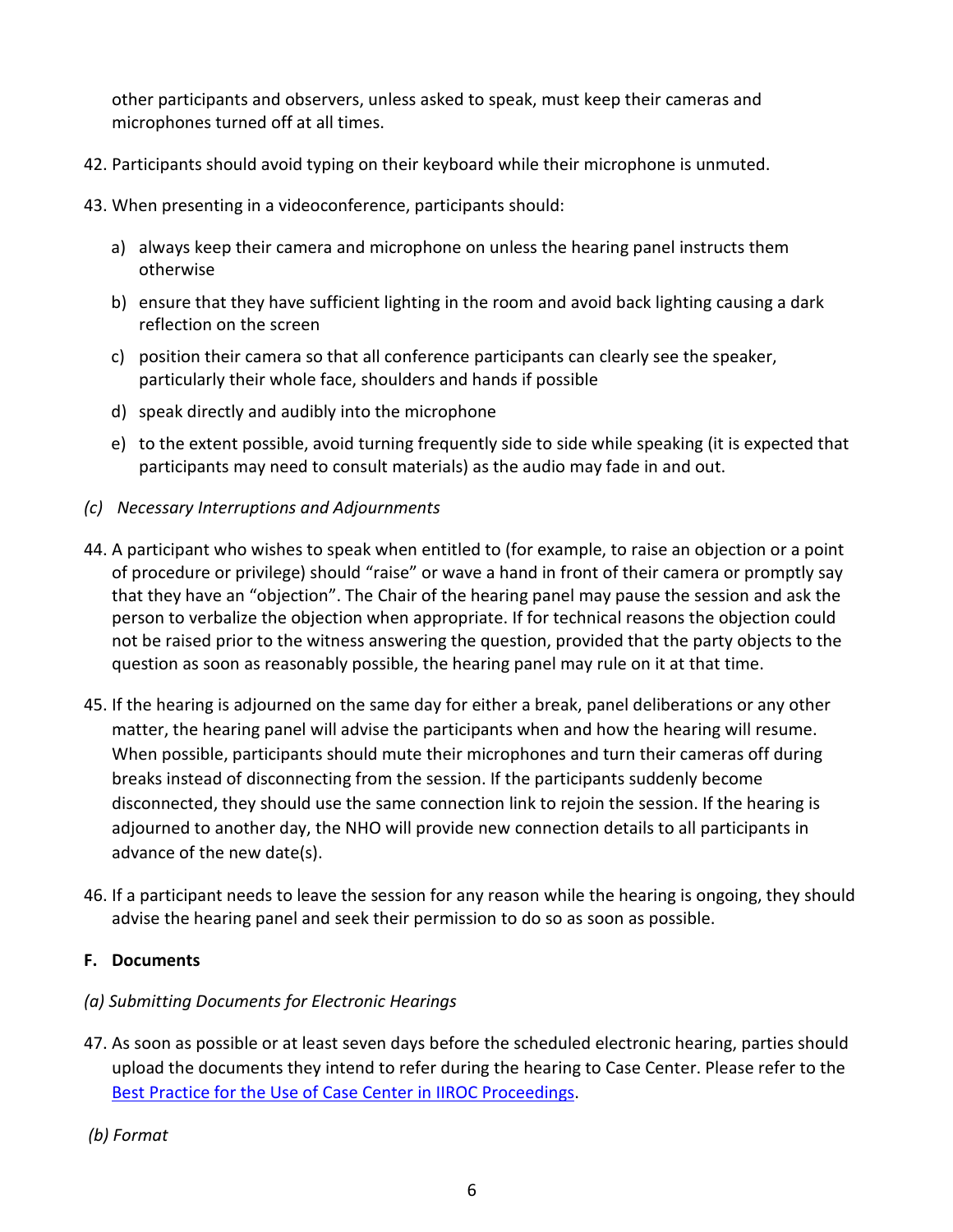other participants and observers, unless asked to speak, must keep their cameras and microphones turned off at all times.

42. Participants should avoid typing on their keyboard while their microphone is unmuted.

43. When presenting in a videoconference, participants should:

    a) always keep their camera and microphone on unless the hearing panel instructs them otherwise

    b) ensure that they have sufficient lighting in the room and avoid back lighting causing a dark reflection on the screen

    c) position their camera so that all conference participants can clearly see the speaker, particularly their whole face, shoulders and hands if possible

    d) speak directly and audibly into the microphone

    e) to the extent possible, avoid turning frequently side to side while speaking (it is expected that participants may need to consult materials) as the audio may fade in and out.

*(c) Necessary Interruptions and Adjournments*

44. A participant who wishes to speak when entitled to (for example, to raise an objection or a point of procedure or privilege) should "raise" or wave a hand in front of their camera or promptly say that they have an "objection". The Chair of the hearing panel may pause the session and ask the person to verbalize the objection when appropriate. If for technical reasons the objection could not be raised prior to the witness answering the question, provided that the party objects to the question as soon as reasonably possible, the hearing panel may rule on it at that time.

45. If the hearing is adjourned on the same day for either a break, panel deliberations or any other matter, the hearing panel will advise the participants when and how the hearing will resume. When possible, participants should mute their microphones and turn their cameras off during breaks instead of disconnecting from the session. If the participants suddenly become disconnected, they should use the same connection link to rejoin the session. If the hearing is adjourned to another day, the NHO will provide new connection details to all participants in advance of the new date(s).

46. If a participant needs to leave the session for any reason while the hearing is ongoing, they should advise the hearing panel and seek their permission to do so as soon as possible.

## F. Documents

*(a) Submitting Documents for Electronic Hearings*

47. As soon as possible or at least seven days before the scheduled electronic hearing, parties should upload the documents they intend to refer during the hearing to Case Center. Please refer to the [Best Practice for the Use of Case Center in IIROC Proceedings](#).

*(b) Format*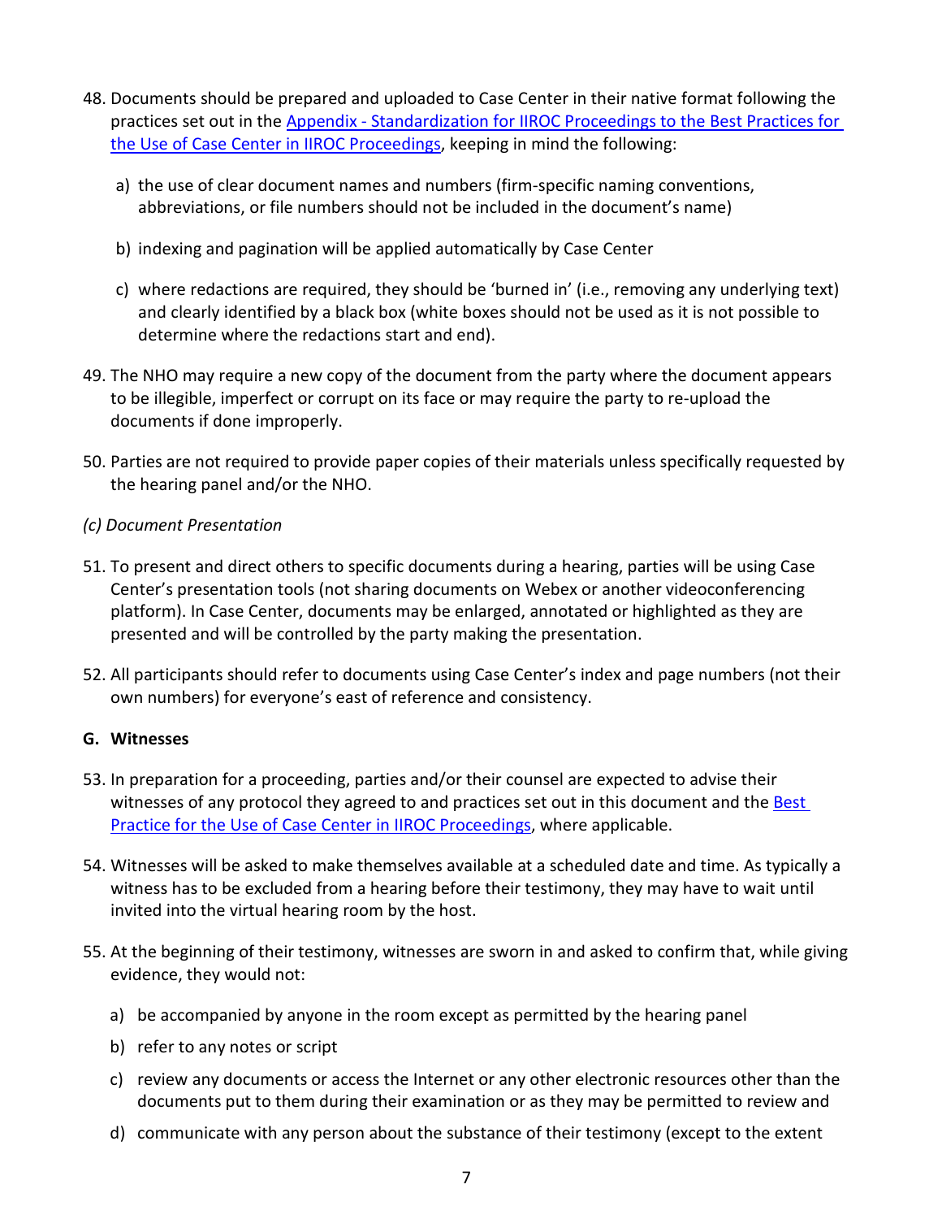48. Documents should be prepared and uploaded to Case Center in their native format following the practices set out in the [Appendix - Standardization for IIROC Proceedings to the Best Practices for the Use of Case Center in IIROC Proceedings](), keeping in mind the following:

    a) the use of clear document names and numbers (firm-specific naming conventions, abbreviations, or file numbers should not be included in the document's name)

    b) indexing and pagination will be applied automatically by Case Center

    c) where redactions are required, they should be 'burned in' (i.e., removing any underlying text) and clearly identified by a black box (white boxes should not be used as it is not possible to determine where the redactions start and end).

49. The NHO may require a new copy of the document from the party where the document appears to be illegible, imperfect or corrupt on its face or may require the party to re-upload the documents if done improperly.

50. Parties are not required to provide paper copies of their materials unless specifically requested by the hearing panel and/or the NHO.

*(c) Document Presentation*

51. To present and direct others to specific documents during a hearing, parties will be using Case Center's presentation tools (not sharing documents on Webex or another videoconferencing platform). In Case Center, documents may be enlarged, annotated or highlighted as they are presented and will be controlled by the party making the presentation.

52. All participants should refer to documents using Case Center's index and page numbers (not their own numbers) for everyone's east of reference and consistency.

**G. Witnesses**

53. In preparation for a proceeding, parties and/or their counsel are expected to advise their witnesses of any protocol they agreed to and practices set out in this document and the [Best Practice for the Use of Case Center in IIROC Proceedings](), where applicable.

54. Witnesses will be asked to make themselves available at a scheduled date and time. As typically a witness has to be excluded from a hearing before their testimony, they may have to wait until invited into the virtual hearing room by the host.

55. At the beginning of their testimony, witnesses are sworn in and asked to confirm that, while giving evidence, they would not:

    a) be accompanied by anyone in the room except as permitted by the hearing panel

    b) refer to any notes or script

    c) review any documents or access the Internet or any other electronic resources other than the documents put to them during their examination or as they may be permitted to review and

    d) communicate with any person about the substance of their testimony (except to the extent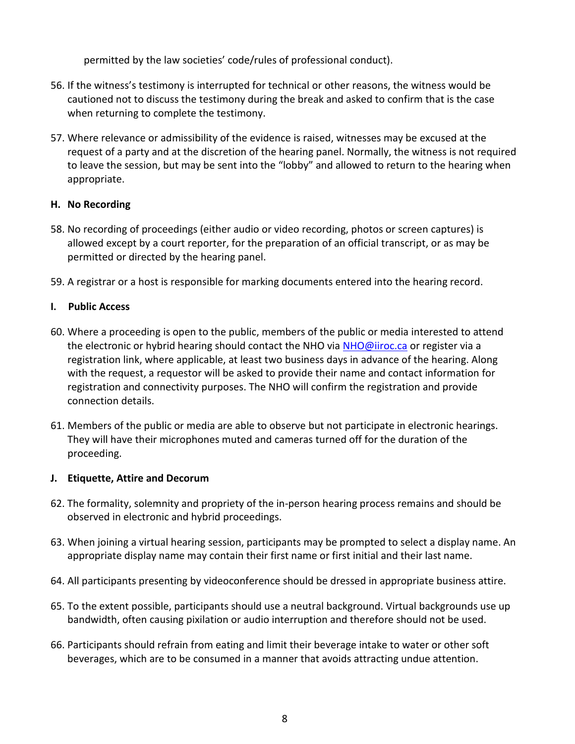permitted by the law societies' code/rules of professional conduct).

56. If the witness's testimony is interrupted for technical or other reasons, the witness would be cautioned not to discuss the testimony during the break and asked to confirm that is the case when returning to complete the testimony.

57. Where relevance or admissibility of the evidence is raised, witnesses may be excused at the request of a party and at the discretion of the hearing panel. Normally, the witness is not required to leave the session, but may be sent into the "lobby" and allowed to return to the hearing when appropriate.

### H. No Recording

58. No recording of proceedings (either audio or video recording, photos or screen captures) is allowed except by a court reporter, for the preparation of an official transcript, or as may be permitted or directed by the hearing panel.

59. A registrar or a host is responsible for marking documents entered into the hearing record.

### I. Public Access

60. Where a proceeding is open to the public, members of the public or media interested to attend the electronic or hybrid hearing should contact the NHO via NHO@iiroc.ca or register via a registration link, where applicable, at least two business days in advance of the hearing. Along with the request, a requestor will be asked to provide their name and contact information for registration and connectivity purposes. The NHO will confirm the registration and provide connection details.

61. Members of the public or media are able to observe but not participate in electronic hearings. They will have their microphones muted and cameras turned off for the duration of the proceeding.

### J. Etiquette, Attire and Decorum

62. The formality, solemnity and propriety of the in-person hearing process remains and should be observed in electronic and hybrid proceedings.

63. When joining a virtual hearing session, participants may be prompted to select a display name. An appropriate display name may contain their first name or first initial and their last name.

64. All participants presenting by videoconference should be dressed in appropriate business attire.

65. To the extent possible, participants should use a neutral background. Virtual backgrounds use up bandwidth, often causing pixilation or audio interruption and therefore should not be used.

66. Participants should refrain from eating and limit their beverage intake to water or other soft beverages, which are to be consumed in a manner that avoids attracting undue attention.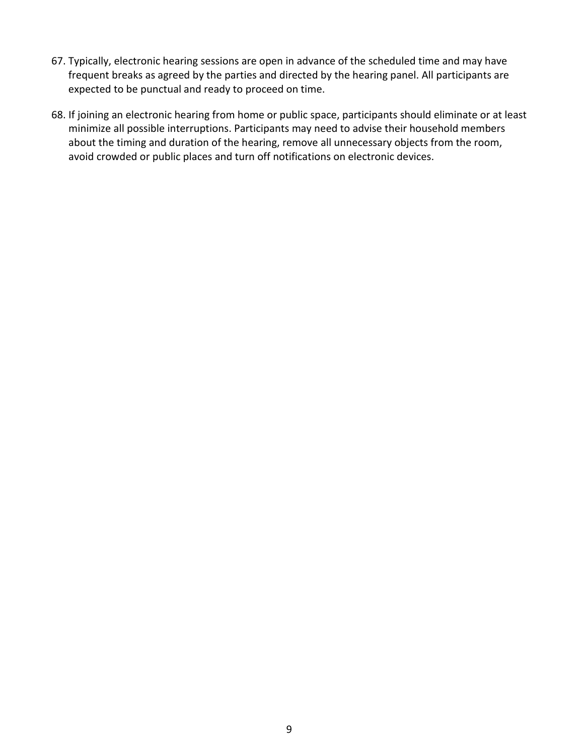67. Typically, electronic hearing sessions are open in advance of the scheduled time and may have frequent breaks as agreed by the parties and directed by the hearing panel. All participants are expected to be punctual and ready to proceed on time.

68. If joining an electronic hearing from home or public space, participants should eliminate or at least minimize all possible interruptions. Participants may need to advise their household members about the timing and duration of the hearing, remove all unnecessary objects from the room, avoid crowded or public places and turn off notifications on electronic devices.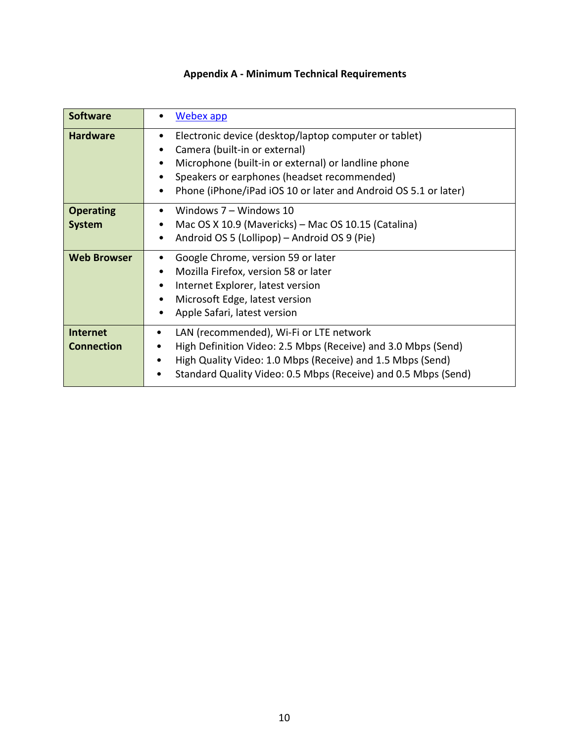## Appendix A - Minimum Technical Requirements

| | |
|---|---|
| **Software** | • [Webex app]() |
| **Hardware** | • Electronic device (desktop/laptop computer or tablet)<br>• Camera (built-in or external)<br>• Microphone (built-in or external) or landline phone<br>• Speakers or earphones (headset recommended)<br>• Phone (iPhone/iPad iOS 10 or later and Android OS 5.1 or later) |
| **Operating System** | • Windows 7 – Windows 10<br>• Mac OS X 10.9 (Mavericks) – Mac OS 10.15 (Catalina)<br>• Android OS 5 (Lollipop) – Android OS 9 (Pie) |
| **Web Browser** | • Google Chrome, version 59 or later<br>• Mozilla Firefox, version 58 or later<br>• Internet Explorer, latest version<br>• Microsoft Edge, latest version<br>• Apple Safari, latest version |
| **Internet Connection** | • LAN (recommended), Wi-Fi or LTE network<br>• High Definition Video: 2.5 Mbps (Receive) and 3.0 Mbps (Send)<br>• High Quality Video: 1.0 Mbps (Receive) and 1.5 Mbps (Send)<br>• Standard Quality Video: 0.5 Mbps (Receive) and 0.5 Mbps (Send) |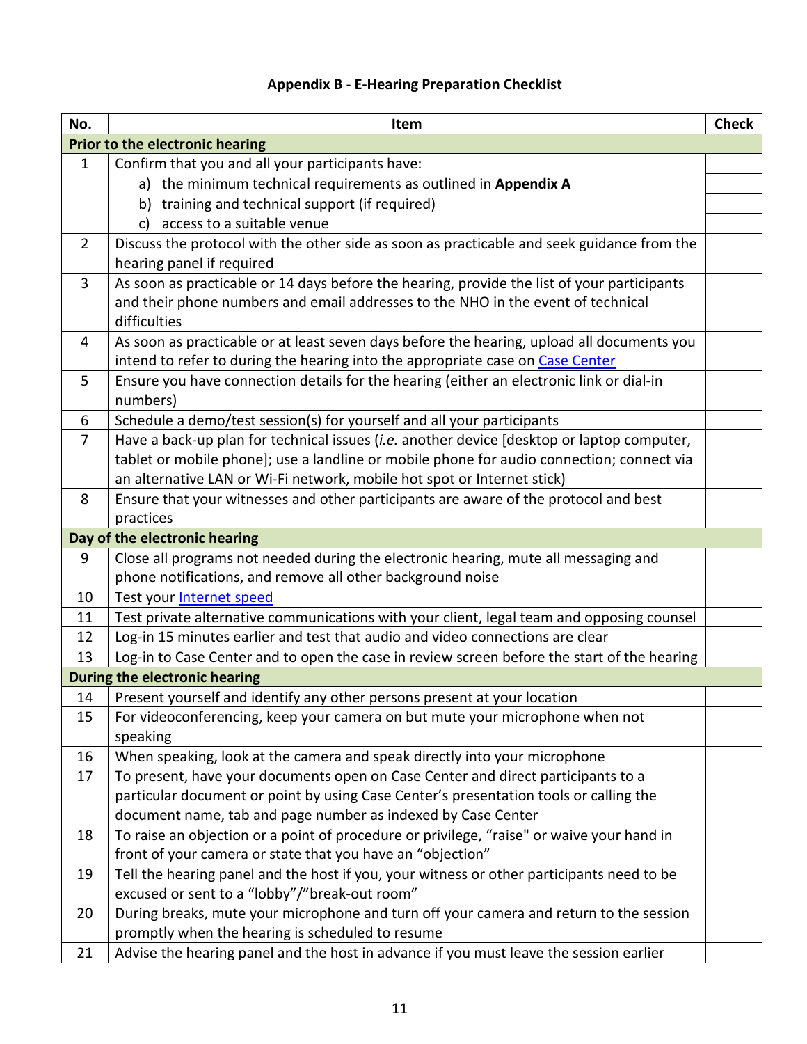## Appendix B - E-Hearing Preparation Checklist

| No. | Item | Check |
|---|---|---|
| **Prior to the electronic hearing** | | |
| 1 | Confirm that you and all your participants have: | |
| | a) the minimum technical requirements as outlined in **Appendix A** | |
| | b) training and technical support (if required) | |
| | c) access to a suitable venue | |
| 2 | Discuss the protocol with the other side as soon as practicable and seek guidance from the hearing panel if required | |
| 3 | As soon as practicable or 14 days before the hearing, provide the list of your participants and their phone numbers and email addresses to the NHO in the event of technical difficulties | |
| 4 | As soon as practicable or at least seven days before the hearing, upload all documents you intend to refer to during the hearing into the appropriate case on Case Center | |
| 5 | Ensure you have connection details for the hearing (either an electronic link or dial-in numbers) | |
| 6 | Schedule a demo/test session(s) for yourself and all your participants | |
| 7 | Have a back-up plan for technical issues (*i.e.* another device [desktop or laptop computer, tablet or mobile phone]; use a landline or mobile phone for audio connection; connect via an alternative LAN or Wi-Fi network, mobile hot spot or Internet stick) | |
| 8 | Ensure that your witnesses and other participants are aware of the protocol and best practices | |
| **Day of the electronic hearing** | | |
| 9 | Close all programs not needed during the electronic hearing, mute all messaging and phone notifications, and remove all other background noise | |
| 10 | Test your Internet speed | |
| 11 | Test private alternative communications with your client, legal team and opposing counsel | |
| 12 | Log-in 15 minutes earlier and test that audio and video connections are clear | |
| 13 | Log-in to Case Center and to open the case in review screen before the start of the hearing | |
| **During the electronic hearing** | | |
| 14 | Present yourself and identify any other persons present at your location | |
| 15 | For videoconferencing, keep your camera on but mute your microphone when not speaking | |
| 16 | When speaking, look at the camera and speak directly into your microphone | |
| 17 | To present, have your documents open on Case Center and direct participants to a particular document or point by using Case Center's presentation tools or calling the document name, tab and page number as indexed by Case Center | |
| 18 | To raise an objection or a point of procedure or privilege, "raise" or waive your hand in front of your camera or state that you have an "objection" | |
| 19 | Tell the hearing panel and the host if you, your witness or other participants need to be excused or sent to a "lobby"/"break-out room" | |
| 20 | During breaks, mute your microphone and turn off your camera and return to the session promptly when the hearing is scheduled to resume | |
| 21 | Advise the hearing panel and the host in advance if you must leave the session earlier | |